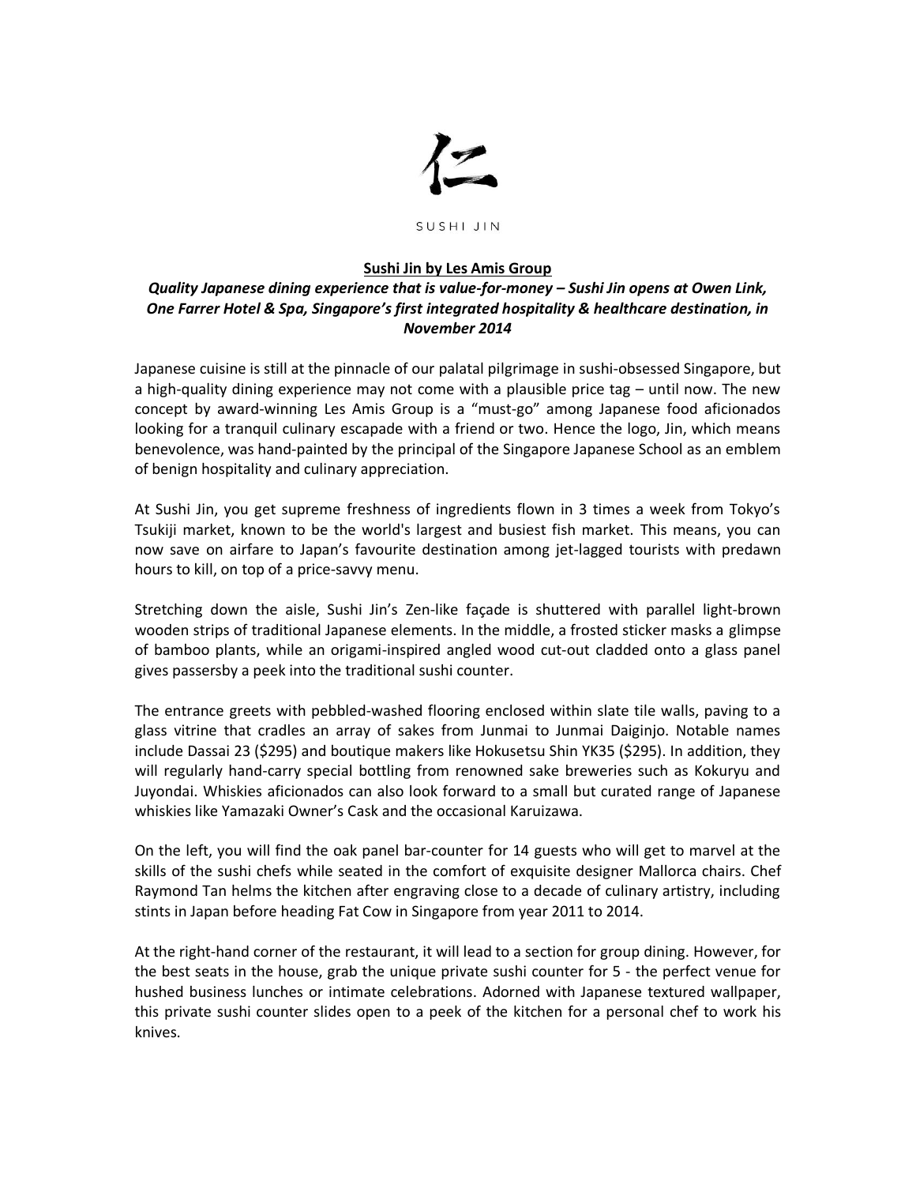仁

SUSHI JIN

**Sushi Jin by Les Amis Group**

***Quality Japanese dining experience that is value-for-money – Sushi Jin opens at Owen Link, One Farrer Hotel & Spa, Singapore's first integrated hospitality & healthcare destination, in November 2014***

Japanese cuisine is still at the pinnacle of our palatal pilgrimage in sushi-obsessed Singapore, but a high-quality dining experience may not come with a plausible price tag – until now. The new concept by award-winning Les Amis Group is a "must-go" among Japanese food aficionados looking for a tranquil culinary escapade with a friend or two. Hence the logo, Jin, which means benevolence, was hand-painted by the principal of the Singapore Japanese School as an emblem of benign hospitality and culinary appreciation.

At Sushi Jin, you get supreme freshness of ingredients flown in 3 times a week from Tokyo's Tsukiji market, known to be the world's largest and busiest fish market. This means, you can now save on airfare to Japan's favourite destination among jet-lagged tourists with predawn hours to kill, on top of a price-savvy menu.

Stretching down the aisle, Sushi Jin's Zen-like façade is shuttered with parallel light-brown wooden strips of traditional Japanese elements. In the middle, a frosted sticker masks a glimpse of bamboo plants, while an origami-inspired angled wood cut-out cladded onto a glass panel gives passersby a peek into the traditional sushi counter.

The entrance greets with pebbled-washed flooring enclosed within slate tile walls, paving to a glass vitrine that cradles an array of sakes from Junmai to Junmai Daiginjo. Notable names include Dassai 23 ($295) and boutique makers like Hokusetsu Shin YK35 ($295). In addition, they will regularly hand-carry special bottling from renowned sake breweries such as Kokuryu and Juyondai. Whiskies aficionados can also look forward to a small but curated range of Japanese whiskies like Yamazaki Owner's Cask and the occasional Karuizawa.

On the left, you will find the oak panel bar-counter for 14 guests who will get to marvel at the skills of the sushi chefs while seated in the comfort of exquisite designer Mallorca chairs. Chef Raymond Tan helms the kitchen after engraving close to a decade of culinary artistry, including stints in Japan before heading Fat Cow in Singapore from year 2011 to 2014.

At the right-hand corner of the restaurant, it will lead to a section for group dining. However, for the best seats in the house, grab the unique private sushi counter for 5 - the perfect venue for hushed business lunches or intimate celebrations. Adorned with Japanese textured wallpaper, this private sushi counter slides open to a peek of the kitchen for a personal chef to work his knives.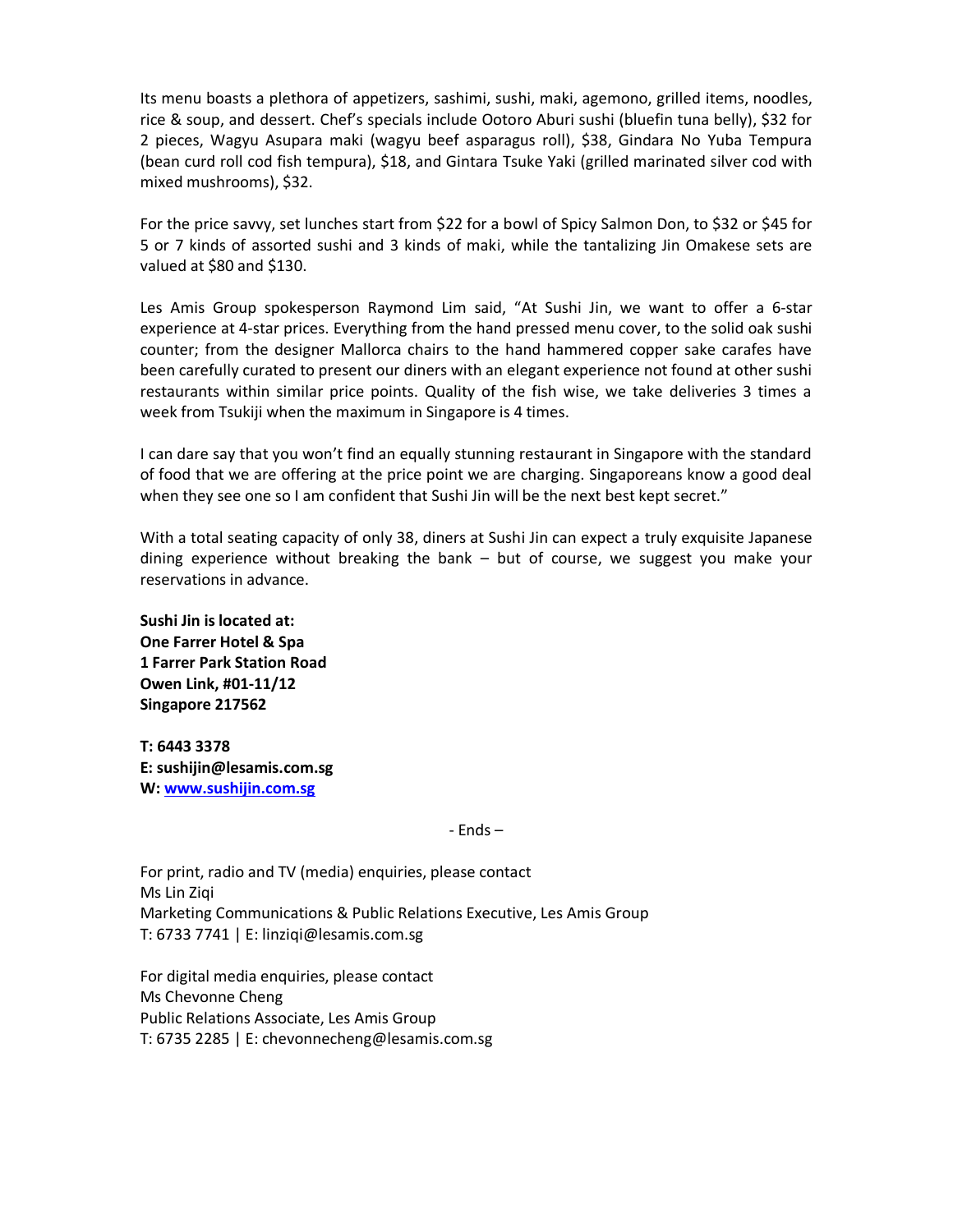Its menu boasts a plethora of appetizers, sashimi, sushi, maki, agemono, grilled items, noodles, rice & soup, and dessert. Chef's specials include Ootoro Aburi sushi (bluefin tuna belly), $32 for 2 pieces, Wagyu Asupara maki (wagyu beef asparagus roll), $38, Gindara No Yuba Tempura (bean curd roll cod fish tempura), $18, and Gintara Tsuke Yaki (grilled marinated silver cod with mixed mushrooms), $32.

For the price savvy, set lunches start from $22 for a bowl of Spicy Salmon Don, to $32 or $45 for 5 or 7 kinds of assorted sushi and 3 kinds of maki, while the tantalizing Jin Omakese sets are valued at $80 and $130.

Les Amis Group spokesperson Raymond Lim said, "At Sushi Jin, we want to offer a 6-star experience at 4-star prices. Everything from the hand pressed menu cover, to the solid oak sushi counter; from the designer Mallorca chairs to the hand hammered copper sake carafes have been carefully curated to present our diners with an elegant experience not found at other sushi restaurants within similar price points. Quality of the fish wise, we take deliveries 3 times a week from Tsukiji when the maximum in Singapore is 4 times.

I can dare say that you won't find an equally stunning restaurant in Singapore with the standard of food that we are offering at the price point we are charging. Singaporeans know a good deal when they see one so I am confident that Sushi Jin will be the next best kept secret."

With a total seating capacity of only 38, diners at Sushi Jin can expect a truly exquisite Japanese dining experience without breaking the bank – but of course, we suggest you make your reservations in advance.

**Sushi Jin is located at:**
**One Farrer Hotel & Spa**
**1 Farrer Park Station Road**
**Owen Link, #01-11/12**
**Singapore 217562**

**T: 6443 3378**
**E: sushijin@lesamis.com.sg**
**W: www.sushijin.com.sg**

- Ends –

For print, radio and TV (media) enquiries, please contact
Ms Lin Ziqi
Marketing Communications & Public Relations Executive, Les Amis Group
T: 6733 7741 | E: linziqi@lesamis.com.sg

For digital media enquiries, please contact
Ms Chevonne Cheng
Public Relations Associate, Les Amis Group
T: 6735 2285 | E: chevonnecheng@lesamis.com.sg